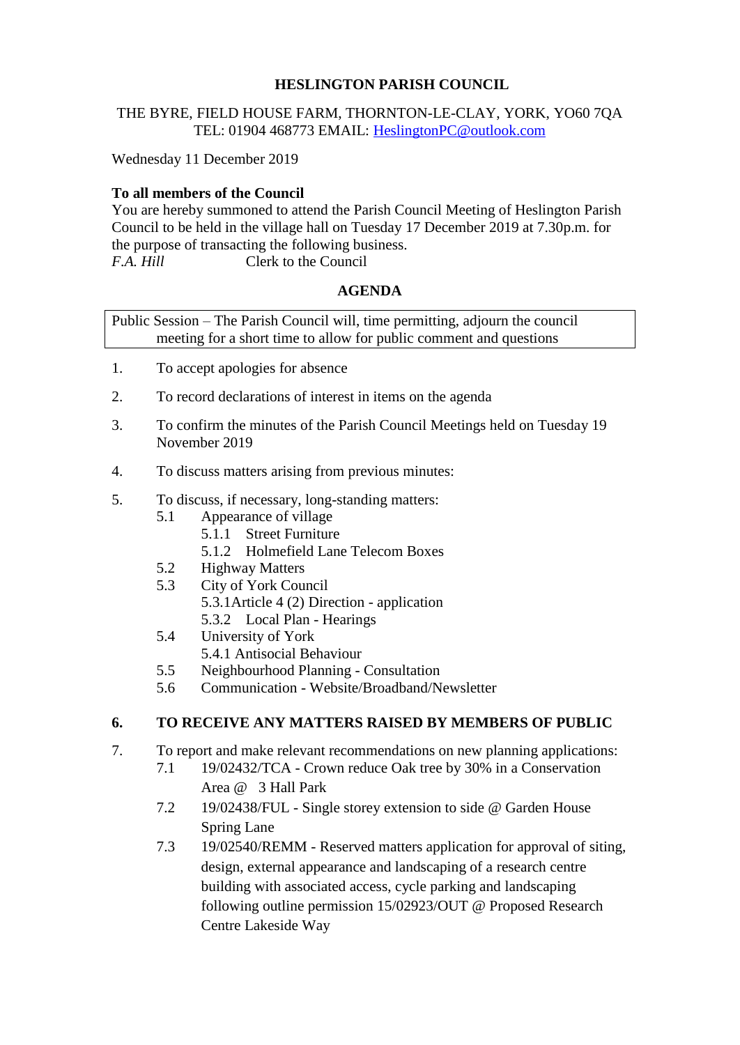**HESLINGTON PARISH COUNCIL**

THE BYRE, FIELD HOUSE FARM, THORNTON-LE-CLAY, YORK, YO60 7QA
TEL: 01904 468773 EMAIL: HeslingtonPC@outlook.com

Wednesday 11 December 2019

**To all members of the Council**
You are hereby summoned to attend the Parish Council Meeting of Heslington Parish Council to be held in the village hall on Tuesday 17 December 2019 at 7.30p.m. for the purpose of transacting the following business.
*F.A. Hill* Clerk to the Council

**AGENDA**

Public Session – The Parish Council will, time permitting, adjourn the council meeting for a short time to allow for public comment and questions

1. To accept apologies for absence
2. To record declarations of interest in items on the agenda
3. To confirm the minutes of the Parish Council Meetings held on Tuesday 19 November 2019
4. To discuss matters arising from previous minutes:
5. To discuss, if necessary, long-standing matters:
   - 5.1 Appearance of village
     - 5.1.1 Street Furniture
     - 5.1.2 Holmefield Lane Telecom Boxes
   - 5.2 Highway Matters
   - 5.3 City of York Council
     - 5.3.1 Article 4 (2) Direction - application
     - 5.3.2 Local Plan - Hearings
   - 5.4 University of York
     - 5.4.1 Antisocial Behaviour
   - 5.5 Neighbourhood Planning - Consultation
   - 5.6 Communication - Website/Broadband/Newsletter

**6. TO RECEIVE ANY MATTERS RAISED BY MEMBERS OF PUBLIC**

7. To report and make relevant recommendations on new planning applications:
   - 7.1 19/02432/TCA - Crown reduce Oak tree by 30% in a Conservation Area @ 3 Hall Park
   - 7.2 19/02438/FUL - Single storey extension to side @ Garden House Spring Lane
   - 7.3 19/02540/REMM - Reserved matters application for approval of siting, design, external appearance and landscaping of a research centre building with associated access, cycle parking and landscaping following outline permission 15/02923/OUT @ Proposed Research Centre Lakeside Way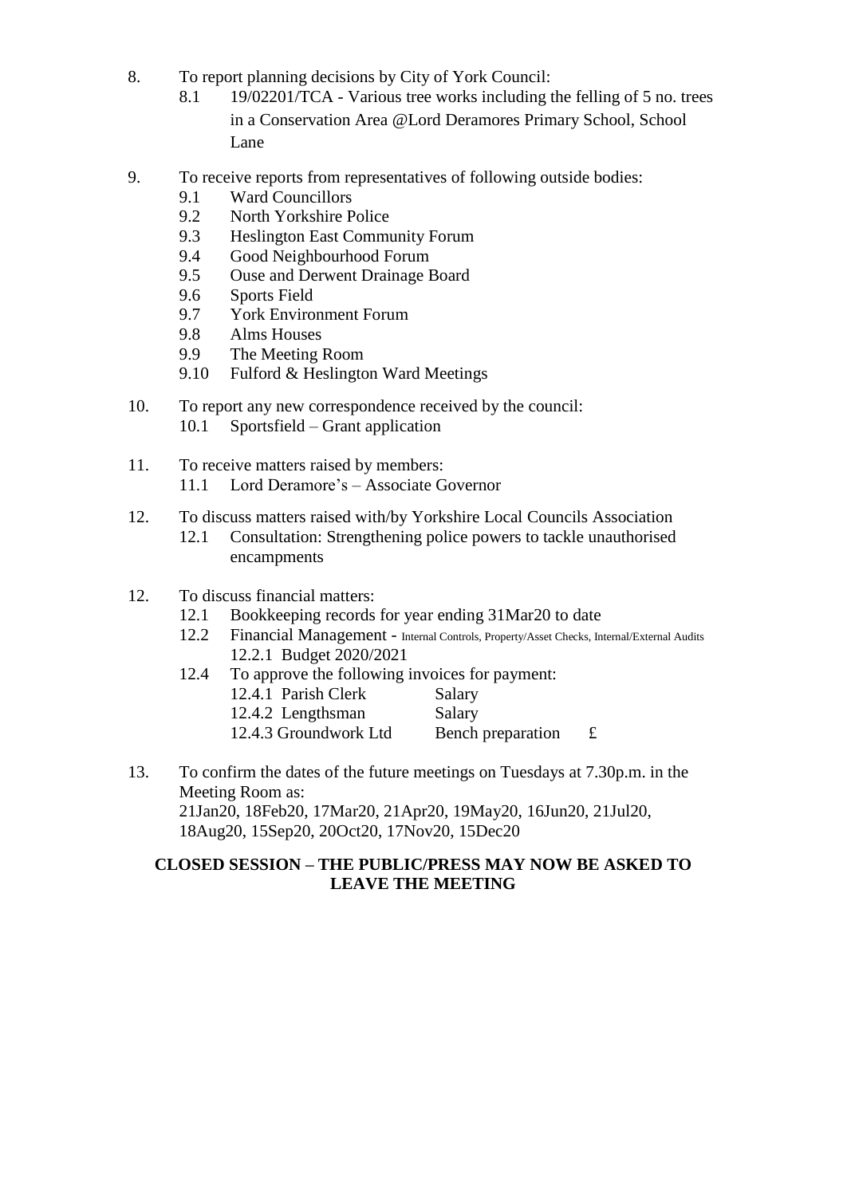8. To report planning decisions by City of York Council:
   - 8.1 19/02201/TCA - Various tree works including the felling of 5 no. trees in a Conservation Area @Lord Deramores Primary School, School Lane

9. To receive reports from representatives of following outside bodies:
   - 9.1 Ward Councillors
   - 9.2 North Yorkshire Police
   - 9.3 Heslington East Community Forum
   - 9.4 Good Neighbourhood Forum
   - 9.5 Ouse and Derwent Drainage Board
   - 9.6 Sports Field
   - 9.7 York Environment Forum
   - 9.8 Alms Houses
   - 9.9 The Meeting Room
   - 9.10 Fulford & Heslington Ward Meetings

10. To report any new correspondence received by the council:
    - 10.1 Sportsfield – Grant application

11. To receive matters raised by members:
    - 11.1 Lord Deramore's – Associate Governor

12. To discuss matters raised with/by Yorkshire Local Councils Association
    - 12.1 Consultation: Strengthening police powers to tackle unauthorised encampments

12. To discuss financial matters:
    - 12.1 Bookkeeping records for year ending 31Mar20 to date
    - 12.2 Financial Management - Internal Controls, Property/Asset Checks, Internal/External Audits
      - 12.2.1 Budget 2020/2021
    - 12.4 To approve the following invoices for payment:

| | | |
|---|---|---|
| 12.4.1 Parish Clerk | Salary | |
| 12.4.2 Lengthsman | Salary | |
| 12.4.3 Groundwork Ltd | Bench preparation | £ |

13. To confirm the dates of the future meetings on Tuesdays at 7.30p.m. in the Meeting Room as:
    21Jan20, 18Feb20, 17Mar20, 21Apr20, 19May20, 16Jun20, 21Jul20, 18Aug20, 15Sep20, 20Oct20, 17Nov20, 15Dec20

**CLOSED SESSION – THE PUBLIC/PRESS MAY NOW BE ASKED TO LEAVE THE MEETING**